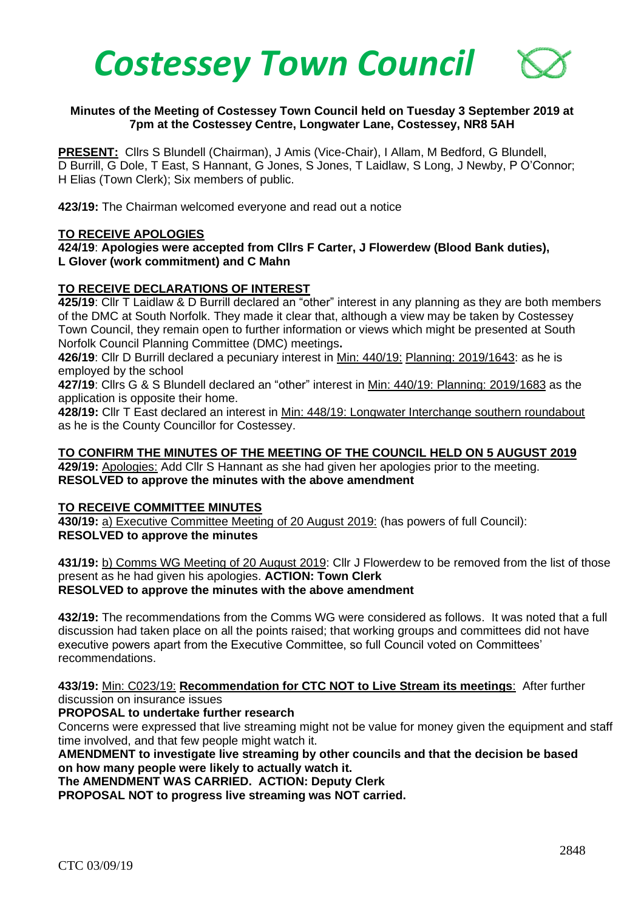# *Costessey Town Council*

**Minutes of the Meeting of Costessey Town Council held on Tuesday 3 September 2019 at 7pm at the Costessey Centre, Longwater Lane, Costessey, NR8 5AH**

**PRESENT:** Cllrs S Blundell (Chairman), J Amis (Vice-Chair), I Allam, M Bedford, G Blundell, D Burrill, G Dole, T East, S Hannant, G Jones, S Jones, T Laidlaw, S Long, J Newby, P O'Connor; H Elias (Town Clerk); Six members of public.

**423/19:** The Chairman welcomed everyone and read out a notice

## TO RECEIVE APOLOGIES

**424/19**: **Apologies were accepted from Cllrs F Carter, J Flowerdew (Blood Bank duties), L Glover (work commitment) and C Mahn**

## TO RECEIVE DECLARATIONS OF INTEREST

**425/19**: Cllr T Laidlaw & D Burrill declared an "other" interest in any planning as they are both members of the DMC at South Norfolk. They made it clear that, although a view may be taken by Costessey Town Council, they remain open to further information or views which might be presented at South Norfolk Council Planning Committee (DMC) meetings**.**

**426/19**: Cllr D Burrill declared a pecuniary interest in Min: 440/19: Planning: 2019/1643: as he is employed by the school

**427/19**: Cllrs G & S Blundell declared an "other" interest in Min: 440/19: Planning: 2019/1683 as the application is opposite their home.

**428/19:** Cllr T East declared an interest in Min: 448/19: Longwater Interchange southern roundabout as he is the County Councillor for Costessey.

## TO CONFIRM THE MINUTES OF THE MEETING OF THE COUNCIL HELD ON 5 AUGUST 2019

**429/19:** Apologies: Add Cllr S Hannant as she had given her apologies prior to the meeting.
**RESOLVED to approve the minutes with the above amendment**

## TO RECEIVE COMMITTEE MINUTES

**430/19:** a) Executive Committee Meeting of 20 August 2019: (has powers of full Council):
**RESOLVED to approve the minutes**

**431/19:** b) Comms WG Meeting of 20 August 2019: Cllr J Flowerdew to be removed from the list of those present as he had given his apologies. **ACTION: Town Clerk**
**RESOLVED to approve the minutes with the above amendment**

**432/19:** The recommendations from the Comms WG were considered as follows. It was noted that a full discussion had taken place on all the points raised; that working groups and committees did not have executive powers apart from the Executive Committee, so full Council voted on Committees' recommendations.

**433/19:** Min: C023/19: **Recommendation for CTC NOT to Live Stream its meetings**: After further discussion on insurance issues

**PROPOSAL to undertake further research**

Concerns were expressed that live streaming might not be value for money given the equipment and staff time involved, and that few people might watch it.

**AMENDMENT to investigate live streaming by other councils and that the decision be based on how many people were likely to actually watch it.**

**The AMENDMENT WAS CARRIED. ACTION: Deputy Clerk**

**PROPOSAL NOT to progress live streaming was NOT carried.**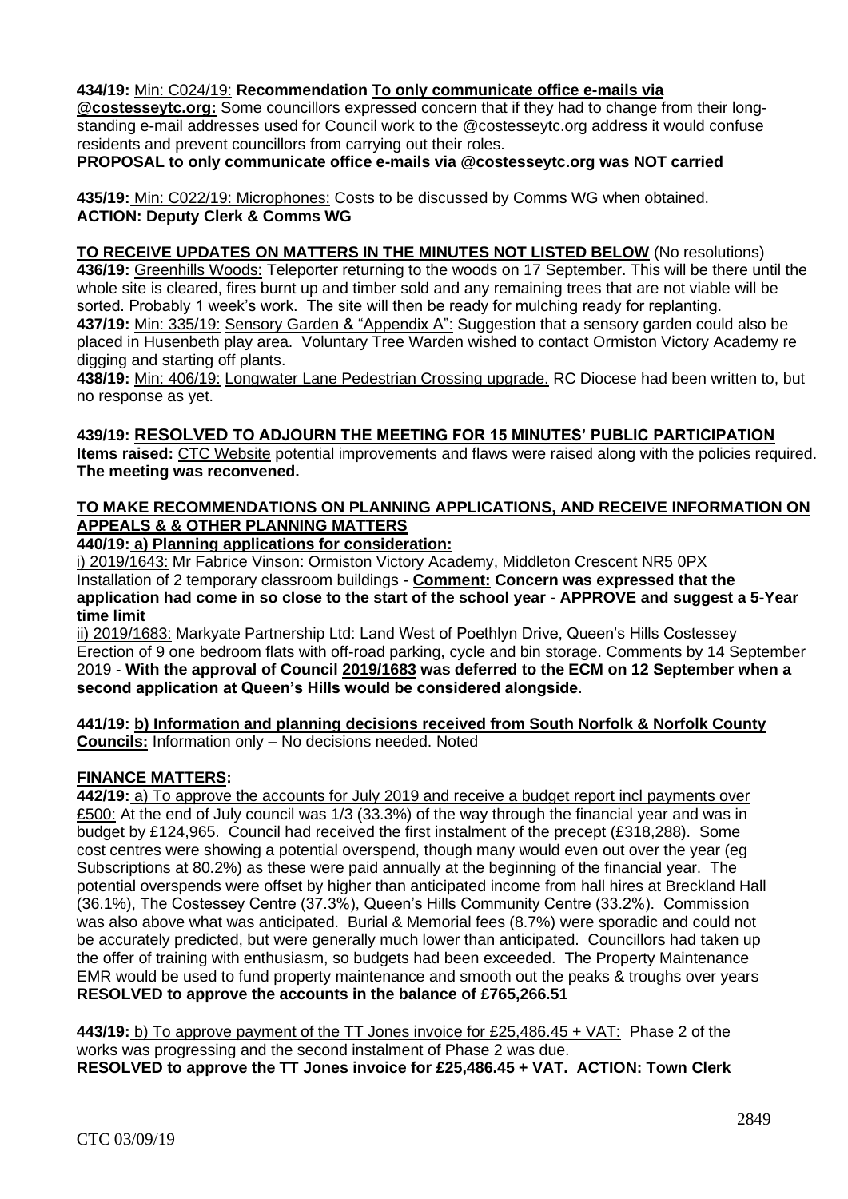**434/19:** Min: C024/19: **Recommendation To only communicate office e-mails via @costesseytc.org:** Some councillors expressed concern that if they had to change from their long-standing e-mail addresses used for Council work to the @costesseytc.org address it would confuse residents and prevent councillors from carrying out their roles.
**PROPOSAL to only communicate office e-mails via @costesseytc.org was NOT carried**

**435/19:** Min: C022/19: Microphones: Costs to be discussed by Comms WG when obtained.
**ACTION: Deputy Clerk & Comms WG**

**TO RECEIVE UPDATES ON MATTERS IN THE MINUTES NOT LISTED BELOW** (No resolutions)
**436/19:** Greenhills Woods: Teleporter returning to the woods on 17 September. This will be there until the whole site is cleared, fires burnt up and timber sold and any remaining trees that are not viable will be sorted. Probably 1 week's work. The site will then be ready for mulching ready for replanting.
**437/19:** Min: 335/19: Sensory Garden & "Appendix A": Suggestion that a sensory garden could also be placed in Husenbeth play area. Voluntary Tree Warden wished to contact Ormiston Victory Academy re digging and starting off plants.
**438/19:** Min: 406/19: Longwater Lane Pedestrian Crossing upgrade. RC Diocese had been written to, but no response as yet.

**439/19: RESOLVED TO ADJOURN THE MEETING FOR 15 MINUTES' PUBLIC PARTICIPATION**
**Items raised:** CTC Website potential improvements and flaws were raised along with the policies required.
**The meeting was reconvened.**

**TO MAKE RECOMMENDATIONS ON PLANNING APPLICATIONS, AND RECEIVE INFORMATION ON APPEALS & & OTHER PLANNING MATTERS**
**440/19: a) Planning applications for consideration:**
i) 2019/1643: Mr Fabrice Vinson: Ormiston Victory Academy, Middleton Crescent NR5 0PX
Installation of 2 temporary classroom buildings - **Comment: Concern was expressed that the application had come in so close to the start of the school year - APPROVE and suggest a 5-Year time limit**
ii) 2019/1683: Markyate Partnership Ltd: Land West of Poethlyn Drive, Queen's Hills Costessey
Erection of 9 one bedroom flats with off-road parking, cycle and bin storage. Comments by 14 September 2019 - **With the approval of Council 2019/1683 was deferred to the ECM on 12 September when a second application at Queen's Hills would be considered alongside**.

**441/19: b) Information and planning decisions received from South Norfolk & Norfolk County Councils:** Information only – No decisions needed. Noted

**FINANCE MATTERS:**
**442/19:** a) To approve the accounts for July 2019 and receive a budget report incl payments over £500: At the end of July council was 1/3 (33.3%) of the way through the financial year and was in budget by £124,965. Council had received the first instalment of the precept (£318,288). Some cost centres were showing a potential overspend, though many would even out over the year (eg Subscriptions at 80.2%) as these were paid annually at the beginning of the financial year. The potential overspends were offset by higher than anticipated income from hall hires at Breckland Hall (36.1%), The Costessey Centre (37.3%), Queen's Hills Community Centre (33.2%). Commission was also above what was anticipated. Burial & Memorial fees (8.7%) were sporadic and could not be accurately predicted, but were generally much lower than anticipated. Councillors had taken up the offer of training with enthusiasm, so budgets had been exceeded. The Property Maintenance EMR would be used to fund property maintenance and smooth out the peaks & troughs over years
**RESOLVED to approve the accounts in the balance of £765,266.51**

**443/19:** b) To approve payment of the TT Jones invoice for £25,486.45 + VAT: Phase 2 of the works was progressing and the second instalment of Phase 2 was due.
**RESOLVED to approve the TT Jones invoice for £25,486.45 + VAT. ACTION: Town Clerk**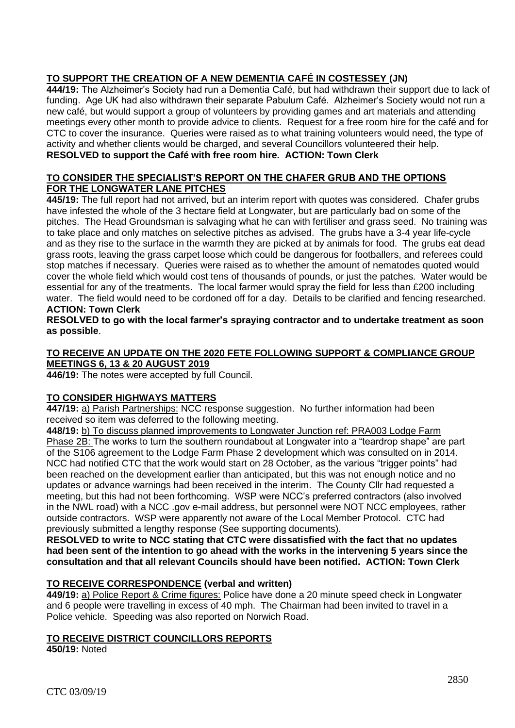**TO SUPPORT THE CREATION OF A NEW DEMENTIA CAFÉ IN COSTESSEY (JN)**

**444/19:** The Alzheimer's Society had run a Dementia Café, but had withdrawn their support due to lack of funding. Age UK had also withdrawn their separate Pabulum Café. Alzheimer's Society would not run a new café, but would support a group of volunteers by providing games and art materials and attending meetings every other month to provide advice to clients. Request for a free room hire for the café and for CTC to cover the insurance. Queries were raised as to what training volunteers would need, the type of activity and whether clients would be charged, and several Councillors volunteered their help.
**RESOLVED to support the Café with free room hire. ACTION: Town Clerk**

**TO CONSIDER THE SPECIALIST'S REPORT ON THE CHAFER GRUB AND THE OPTIONS FOR THE LONGWATER LANE PITCHES**

**445/19:** The full report had not arrived, but an interim report with quotes was considered. Chafer grubs have infested the whole of the 3 hectare field at Longwater, but are particularly bad on some of the pitches. The Head Groundsman is salvaging what he can with fertiliser and grass seed. No training was to take place and only matches on selective pitches as advised. The grubs have a 3-4 year life-cycle and as they rise to the surface in the warmth they are picked at by animals for food. The grubs eat dead grass roots, leaving the grass carpet loose which could be dangerous for footballers, and referees could stop matches if necessary. Queries were raised as to whether the amount of nematodes quoted would cover the whole field which would cost tens of thousands of pounds, or just the patches. Water would be essential for any of the treatments. The local farmer would spray the field for less than £200 including water. The field would need to be cordoned off for a day. Details to be clarified and fencing researched.
**ACTION: Town Clerk**

**RESOLVED to go with the local farmer's spraying contractor and to undertake treatment as soon as possible**.

**TO RECEIVE AN UPDATE ON THE 2020 FETE FOLLOWING SUPPORT & COMPLIANCE GROUP MEETINGS 6, 13 & 20 AUGUST 2019**

**446/19:** The notes were accepted by full Council.

**TO CONSIDER HIGHWAYS MATTERS**

**447/19:** a) Parish Partnerships: NCC response suggestion. No further information had been received so item was deferred to the following meeting.

**448/19:** b) To discuss planned improvements to Longwater Junction ref: PRA003 Lodge Farm Phase 2B: The works to turn the southern roundabout at Longwater into a "teardrop shape" are part of the S106 agreement to the Lodge Farm Phase 2 development which was consulted on in 2014. NCC had notified CTC that the work would start on 28 October, as the various "trigger points" had been reached on the development earlier than anticipated, but this was not enough notice and no updates or advance warnings had been received in the interim. The County Cllr had requested a meeting, but this had not been forthcoming. WSP were NCC's preferred contractors (also involved in the NWL road) with a NCC .gov e-mail address, but personnel were NOT NCC employees, rather outside contractors. WSP were apparently not aware of the Local Member Protocol. CTC had previously submitted a lengthy response (See supporting documents).

**RESOLVED to write to NCC stating that CTC were dissatisfied with the fact that no updates had been sent of the intention to go ahead with the works in the intervening 5 years since the consultation and that all relevant Councils should have been notified. ACTION: Town Clerk**

**TO RECEIVE CORRESPONDENCE (verbal and written)**

**449/19:** a) Police Report & Crime figures: Police have done a 20 minute speed check in Longwater and 6 people were travelling in excess of 40 mph. The Chairman had been invited to travel in a Police vehicle. Speeding was also reported on Norwich Road.

**TO RECEIVE DISTRICT COUNCILLORS REPORTS**

**450/19:** Noted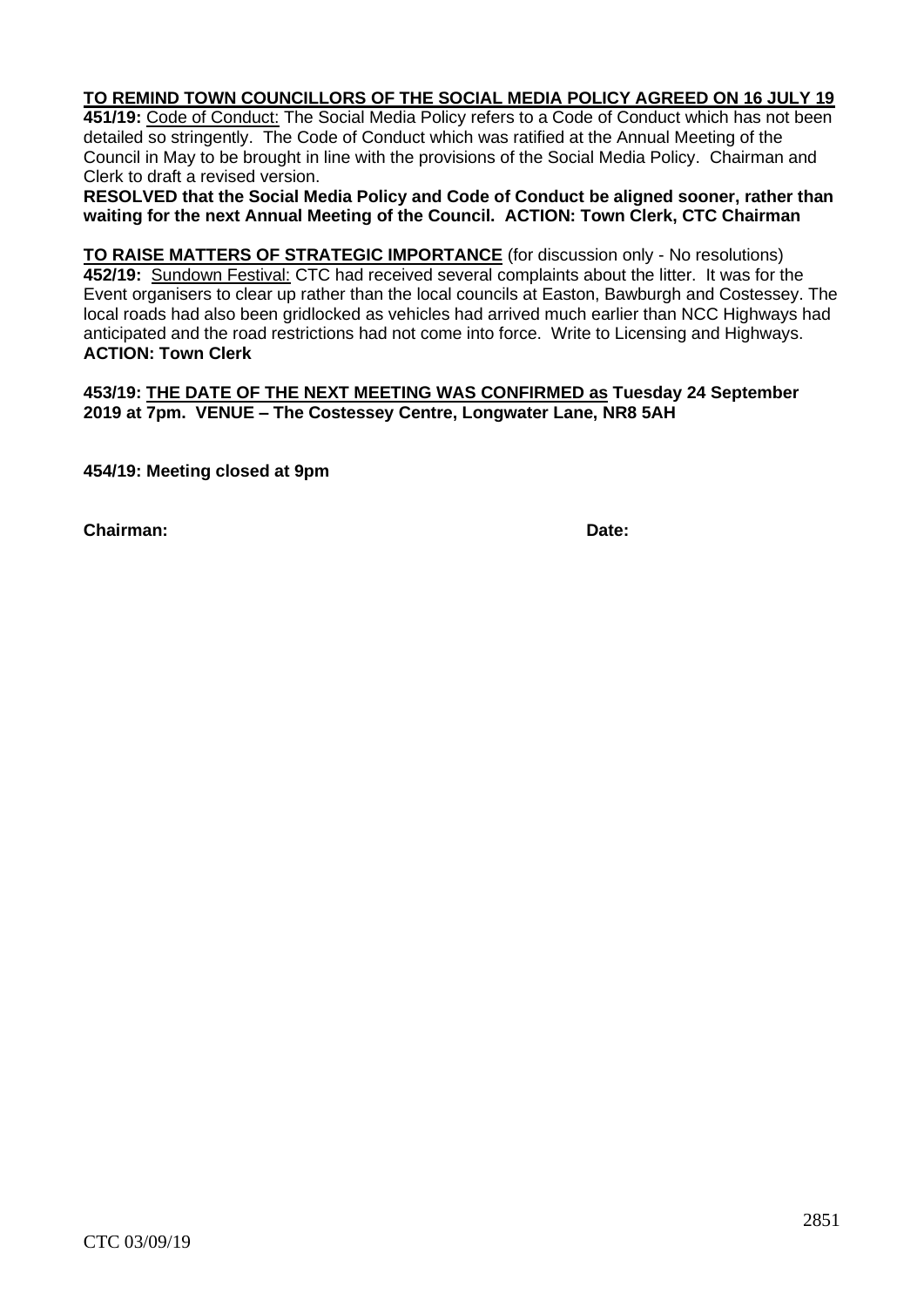**TO REMIND TOWN COUNCILLORS OF THE SOCIAL MEDIA POLICY AGREED ON 16 JULY 19**

**451/19:** Code of Conduct: The Social Media Policy refers to a Code of Conduct which has not been detailed so stringently. The Code of Conduct which was ratified at the Annual Meeting of the Council in May to be brought in line with the provisions of the Social Media Policy. Chairman and Clerk to draft a revised version.

**RESOLVED that the Social Media Policy and Code of Conduct be aligned sooner, rather than waiting for the next Annual Meeting of the Council. ACTION: Town Clerk, CTC Chairman**

**TO RAISE MATTERS OF STRATEGIC IMPORTANCE** (for discussion only - No resolutions)

**452/19:** Sundown Festival: CTC had received several complaints about the litter. It was for the Event organisers to clear up rather than the local councils at Easton, Bawburgh and Costessey. The local roads had also been gridlocked as vehicles had arrived much earlier than NCC Highways had anticipated and the road restrictions had not come into force. Write to Licensing and Highways. **ACTION: Town Clerk**

**453/19: THE DATE OF THE NEXT MEETING WAS CONFIRMED as Tuesday 24 September 2019 at 7pm. VENUE – The Costessey Centre, Longwater Lane, NR8 5AH**

**454/19: Meeting closed at 9pm**

**Chairman:** **Date:**